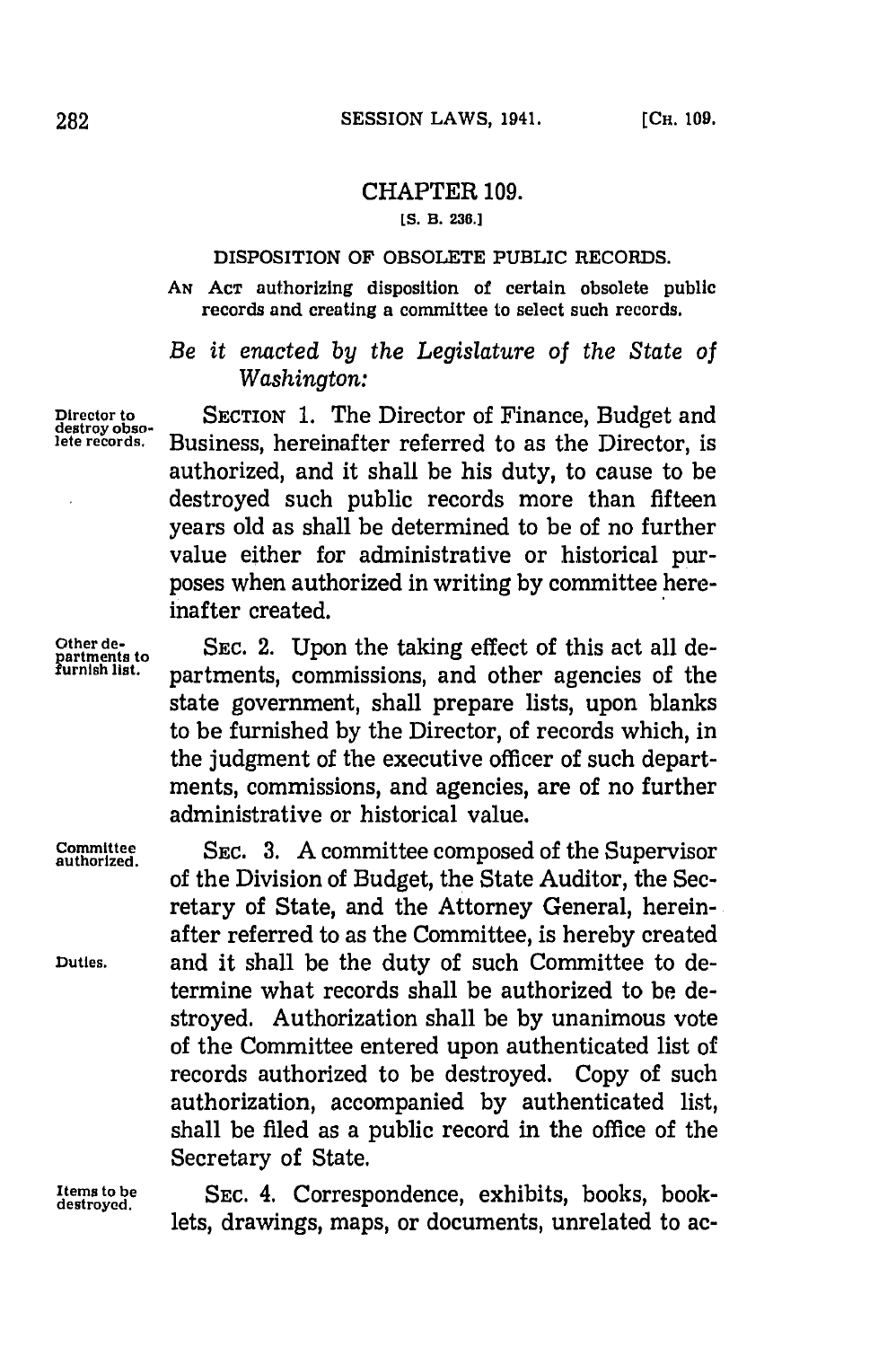# CHAPTER 109.

[S. B. 236.]

## DISPOSITION OF OBSOLETE PUBLIC RECORDS.

AN ACT authorizing disposition of certain obsolete public records and creating a committee to select such records.

*Be it enacted by the Legislature of the State of Washington:*

Director to destroy obsolete records.

SECTION 1. The Director of Finance, Budget and Business, hereinafter referred to as the Director, is authorized, and it shall be his duty, to cause to be destroyed such public records more than fifteen years old as shall be determined to be of no further value either for administrative or historical purposes when authorized in writing by committee hereinafter created.

Other departments to furnish list.

SEC. 2. Upon the taking effect of this act all departments, commissions, and other agencies of the state government, shall prepare lists, upon blanks to be furnished by the Director, of records which, in the judgment of the executive officer of such departments, commissions, and agencies, are of no further administrative or historical value.

Committee authorized.

SEC. 3. A committee composed of the Supervisor of the Division of Budget, the State Auditor, the Secretary of State, and the Attorney General, hereinafter referred to as the Committee, is hereby created and it shall be the duty of such Committee to determine what records shall be authorized to be destroyed. Authorization shall be by unanimous vote of the Committee entered upon authenticated list of records authorized to be destroyed. Copy of such authorization, accompanied by authenticated list, shall be filed as a public record in the office of the Secretary of State.

Duties.

Items to be destroyed.

SEC. 4. Correspondence, exhibits, books, booklets, drawings, maps, or documents, unrelated to ac-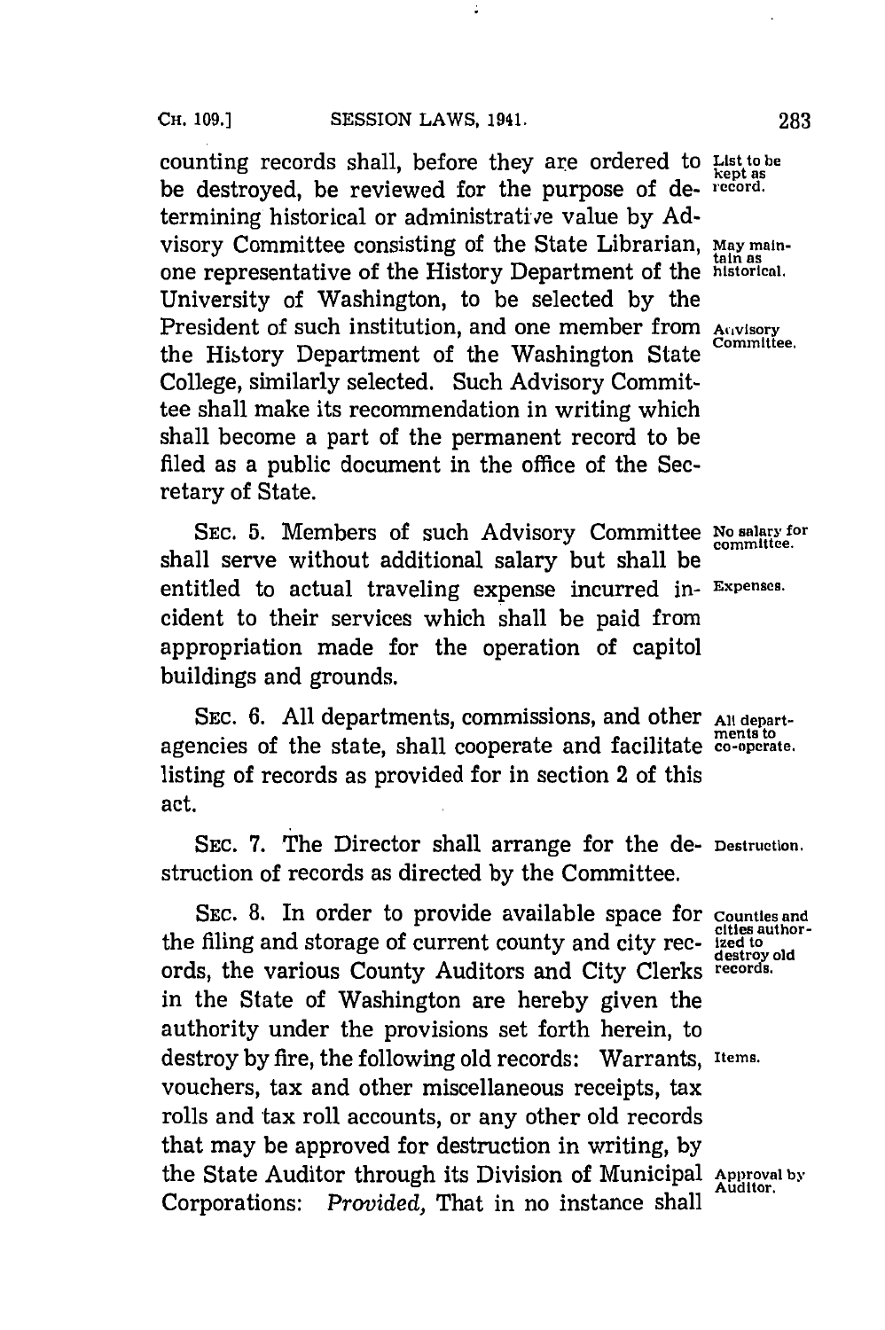counting records shall, before they are ordered to be destroyed, be reviewed for the purpose of determining historical or administrative value by Advisory Committee consisting of the State Librarian, one representative of the History Department of the University of Washington, to be selected by the President of such institution, and one member from the History Department of the Washington State College, similarly selected. Such Advisory Committee shall make its recommendation in writing which shall become a part of the permanent record to be filed as a public document in the office of the Secretary of State.

List to be kept as record.

May maintain as historical.

Advisory Committee.

SEC. 5. Members of such Advisory Committee shall serve without additional salary but shall be entitled to actual traveling expense incurred incident to their services which shall be paid from appropriation made for the operation of capitol buildings and grounds.

No salary for committee.

Expenses.

SEC. 6. All departments, commissions, and other agencies of the state, shall cooperate and facilitate listing of records as provided for in section 2 of this act.

All departments to co-operate.

SEC. 7. The Director shall arrange for the destruction of records as directed by the Committee.

Destruction.

SEC. 8. In order to provide available space for the filing and storage of current county and city records, the various County Auditors and City Clerks in the State of Washington are hereby given the authority under the provisions set forth herein, to destroy by fire, the following old records: Warrants, vouchers, tax and other miscellaneous receipts, tax rolls and tax roll accounts, or any other old records that may be approved for destruction in writing, by the State Auditor through its Division of Municipal Corporations: *Provided,* That in no instance shall

Counties and cities authorized to destroy old records.

Items.

Approval by Auditor.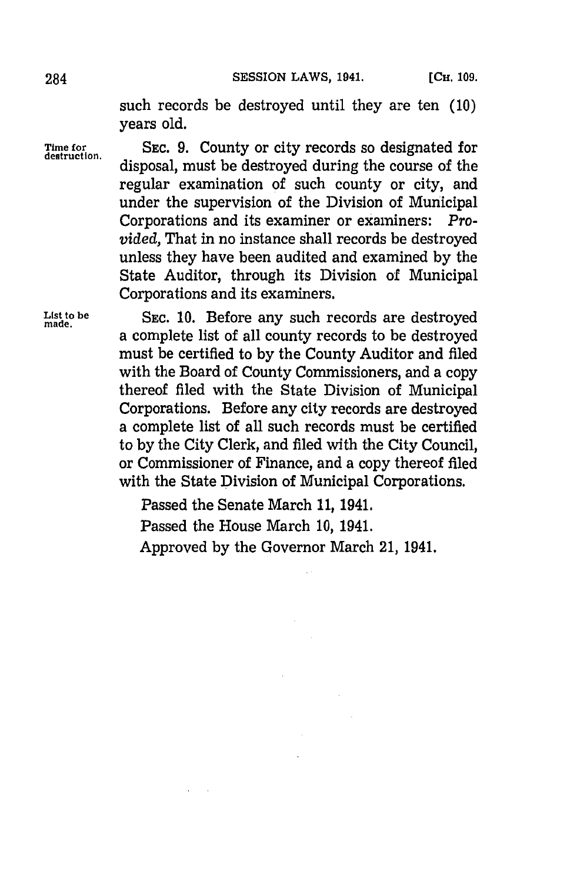such records be destroyed until they are ten (10) years old.

Time for destruction.

SEC. 9. County or city records so designated for disposal, must be destroyed during the course of the regular examination of such county or city, and under the supervision of the Division of Municipal Corporations and its examiner or examiners: *Provided,* That in no instance shall records be destroyed unless they have been audited and examined by the State Auditor, through its Division of Municipal Corporations and its examiners.

List to be made.

SEC. 10. Before any such records are destroyed a complete list of all county records to be destroyed must be certified to by the County Auditor and filed with the Board of County Commissioners, and a copy thereof filed with the State Division of Municipal Corporations. Before any city records are destroyed a complete list of all such records must be certified to by the City Clerk, and filed with the City Council, or Commissioner of Finance, and a copy thereof filed with the State Division of Municipal Corporations.

Passed the Senate March 11, 1941.

Passed the House March 10, 1941.

Approved by the Governor March 21, 1941.